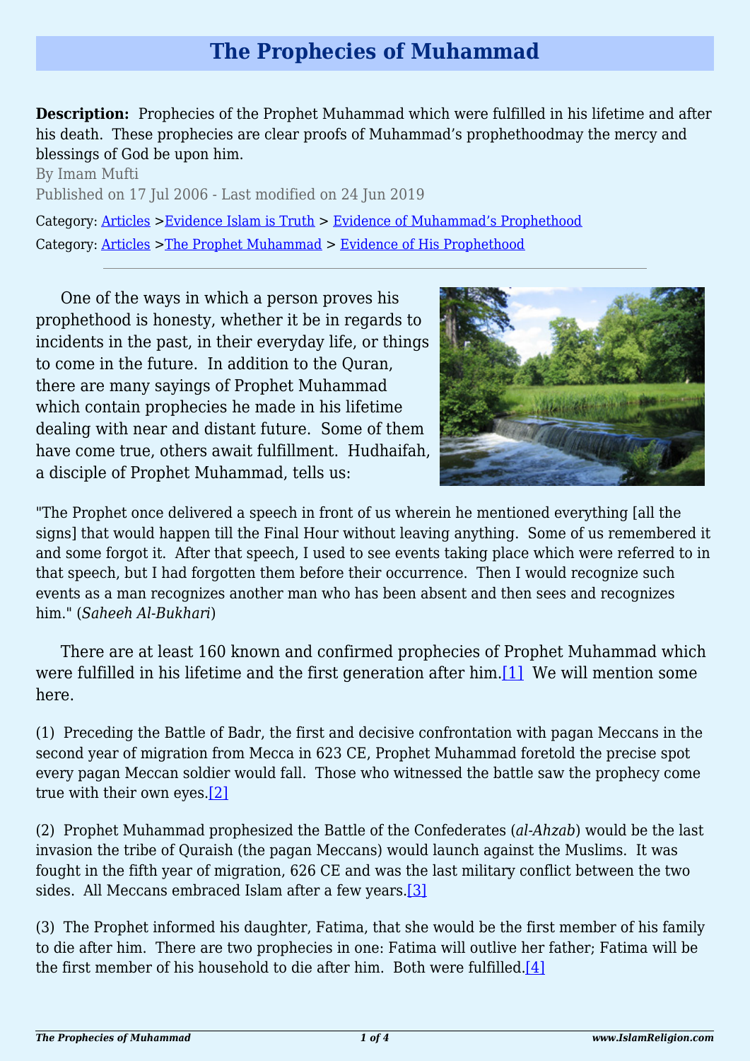# The Prophecies of Muhammad

**Description:** Prophecies of the Prophet Muhammad which were fulfilled in his lifetime and after his death. These prophecies are clear proofs of Muhammad's prophethoodmay the mercy and blessings of God be upon him.

By Imam Mufti

Published on 17 Jul 2006 - Last modified on 24 Jun 2019

Category: Articles >Evidence Islam is Truth > Evidence of Muhammad's Prophethood

Category: Articles >The Prophet Muhammad > Evidence of His Prophethood

---

One of the ways in which a person proves his prophethood is honesty, whether it be in regards to incidents in the past, in their everyday life, or things to come in the future. In addition to the Quran, there are many sayings of Prophet Muhammad which contain prophecies he made in his lifetime dealing with near and distant future. Some of them have come true, others await fulfillment. Hudhaifah, a disciple of Prophet Muhammad, tells us:

"The Prophet once delivered a speech in front of us wherein he mentioned everything [all the signs] that would happen till the Final Hour without leaving anything. Some of us remembered it and some forgot it. After that speech, I used to see events taking place which were referred to in that speech, but I had forgotten them before their occurrence. Then I would recognize such events as a man recognizes another man who has been absent and then sees and recognizes him." (*Saheeh Al-Bukhari*)

There are at least 160 known and confirmed prophecies of Prophet Muhammad which were fulfilled in his lifetime and the first generation after him.[1] We will mention some here.

(1) Preceding the Battle of Badr, the first and decisive confrontation with pagan Meccans in the second year of migration from Mecca in 623 CE, Prophet Muhammad foretold the precise spot every pagan Meccan soldier would fall. Those who witnessed the battle saw the prophecy come true with their own eyes.[2]

(2) Prophet Muhammad prophesized the Battle of the Confederates (*al-Ahzab*) would be the last invasion the tribe of Quraish (the pagan Meccans) would launch against the Muslims. It was fought in the fifth year of migration, 626 CE and was the last military conflict between the two sides. All Meccans embraced Islam after a few years.[3]

(3) The Prophet informed his daughter, Fatima, that she would be the first member of his family to die after him. There are two prophecies in one: Fatima will outlive her father; Fatima will be the first member of his household to die after him. Both were fulfilled.[4]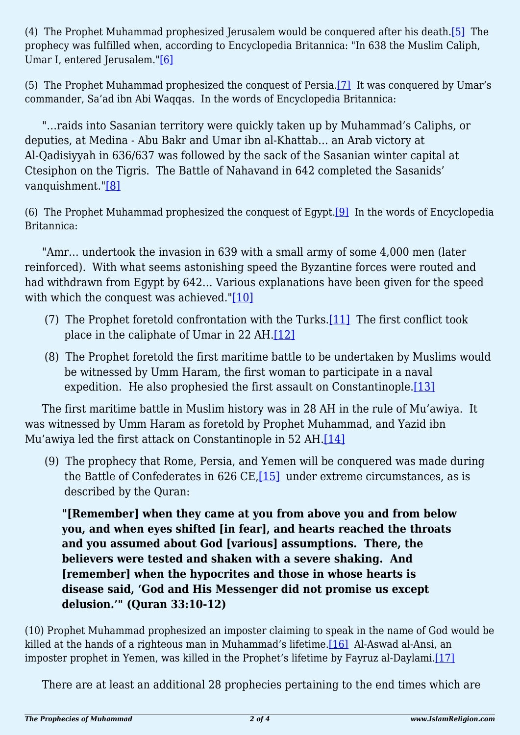(4) The Prophet Muhammad prophesized Jerusalem would be conquered after his death.[5] The prophecy was fulfilled when, according to Encyclopedia Britannica: "In 638 the Muslim Caliph, Umar I, entered Jerusalem."[6]

(5) The Prophet Muhammad prophesized the conquest of Persia.[7] It was conquered by Umar's commander, Sa'ad ibn Abi Waqqas. In the words of Encyclopedia Britannica:

> "…raids into Sasanian territory were quickly taken up by Muhammad's Caliphs, or deputies, at Medina - Abu Bakr and Umar ibn al-Khattab… an Arab victory at Al-Qadisiyyah in 636/637 was followed by the sack of the Sasanian winter capital at Ctesiphon on the Tigris. The Battle of Nahavand in 642 completed the Sasanids' vanquishment."[8]

(6) The Prophet Muhammad prophesized the conquest of Egypt.[9] In the words of Encyclopedia Britannica:

> "Amr… undertook the invasion in 639 with a small army of some 4,000 men (later reinforced). With what seems astonishing speed the Byzantine forces were routed and had withdrawn from Egypt by 642… Various explanations have been given for the speed with which the conquest was achieved."[10]

(7) The Prophet foretold confrontation with the Turks.[11] The first conflict took place in the caliphate of Umar in 22 AH.[12]

(8) The Prophet foretold the first maritime battle to be undertaken by Muslims would be witnessed by Umm Haram, the first woman to participate in a naval expedition. He also prophesied the first assault on Constantinople.[13]

The first maritime battle in Muslim history was in 28 AH in the rule of Mu'awiya. It was witnessed by Umm Haram as foretold by Prophet Muhammad, and Yazid ibn Mu'awiya led the first attack on Constantinople in 52 AH.[14]

(9) The prophecy that Rome, Persia, and Yemen will be conquered was made during the Battle of Confederates in 626 CE,[15] under extreme circumstances, as is described by the Quran:

> **"[Remember] when they came at you from above you and from below you, and when eyes shifted [in fear], and hearts reached the throats and you assumed about God [various] assumptions. There, the believers were tested and shaken with a severe shaking. And [remember] when the hypocrites and those in whose hearts is disease said, 'God and His Messenger did not promise us except delusion.'" (Quran 33:10-12)**

(10) Prophet Muhammad prophesized an imposter claiming to speak in the name of God would be killed at the hands of a righteous man in Muhammad's lifetime.[16] Al-Aswad al-Ansi, an imposter prophet in Yemen, was killed in the Prophet's lifetime by Fayruz al-Daylami.[17]

There are at least an additional 28 prophecies pertaining to the end times which are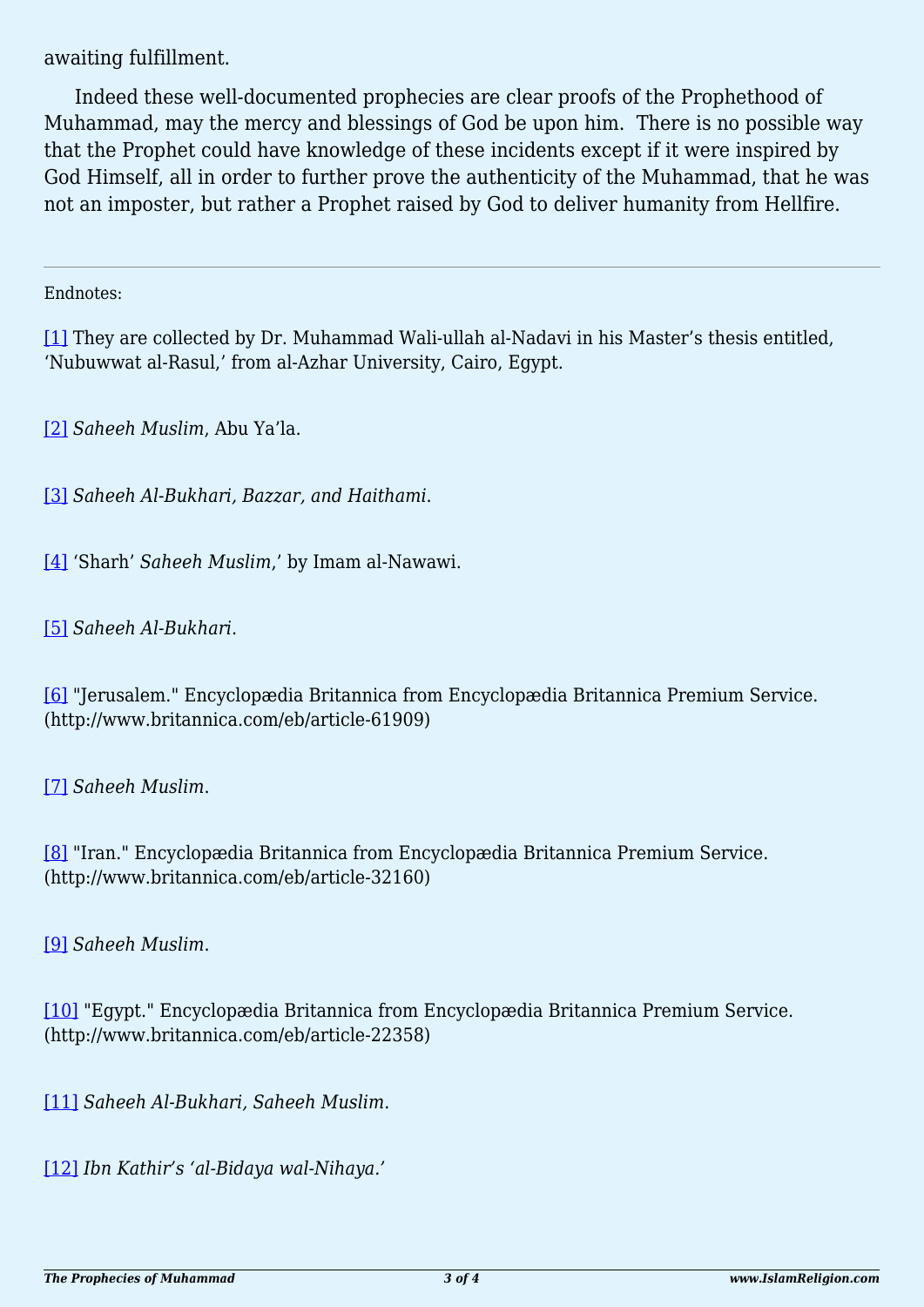awaiting fulfillment.

Indeed these well-documented prophecies are clear proofs of the Prophethood of Muhammad, may the mercy and blessings of God be upon him. There is no possible way that the Prophet could have knowledge of these incidents except if it were inspired by God Himself, all in order to further prove the authenticity of the Muhammad, that he was not an imposter, but rather a Prophet raised by God to deliver humanity from Hellfire.

---

Endnotes:

[1] They are collected by Dr. Muhammad Wali-ullah al-Nadavi in his Master's thesis entitled, 'Nubuwwat al-Rasul,' from al-Azhar University, Cairo, Egypt.

[2] *Saheeh Muslim*, Abu Ya'la.

[3] *Saheeh Al-Bukhari, Bazzar, and Haithami*.

[4] 'Sharh' *Saheeh Muslim*,' by Imam al-Nawawi.

[5] *Saheeh Al-Bukhari*.

[6] "Jerusalem." Encyclopædia Britannica from Encyclopædia Britannica Premium Service. (http://www.britannica.com/eb/article-61909)

[7] *Saheeh Muslim*.

[8] "Iran." Encyclopædia Britannica from Encyclopædia Britannica Premium Service. (http://www.britannica.com/eb/article-32160)

[9] *Saheeh Muslim*.

[10] "Egypt." Encyclopædia Britannica from Encyclopædia Britannica Premium Service. (http://www.britannica.com/eb/article-22358)

[11] *Saheeh Al-Bukhari, Saheeh Muslim*.

[12] *Ibn Kathir's 'al-Bidaya wal-Nihaya.'*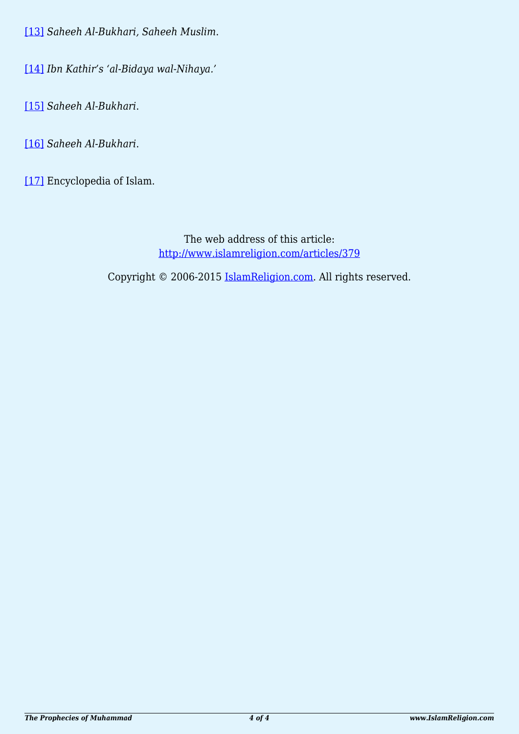[13] *Saheeh Al-Bukhari, Saheeh Muslim*.

[14] *Ibn Kathir's 'al-Bidaya wal-Nihaya.'*

[15] *Saheeh Al-Bukhari*.

[16] *Saheeh Al-Bukhari*.

[17] Encyclopedia of Islam.

The web address of this article:
http://www.islamreligion.com/articles/379

Copyright © 2006-2015 IslamReligion.com. All rights reserved.